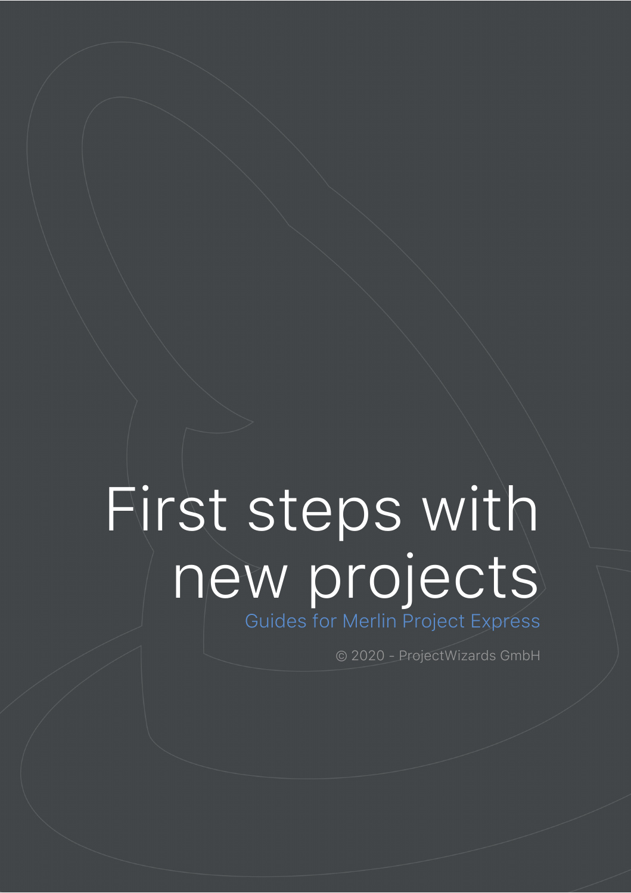# First steps with new projects

Guides for Merlin Project Express

© 2020 - ProjectWizards GmbH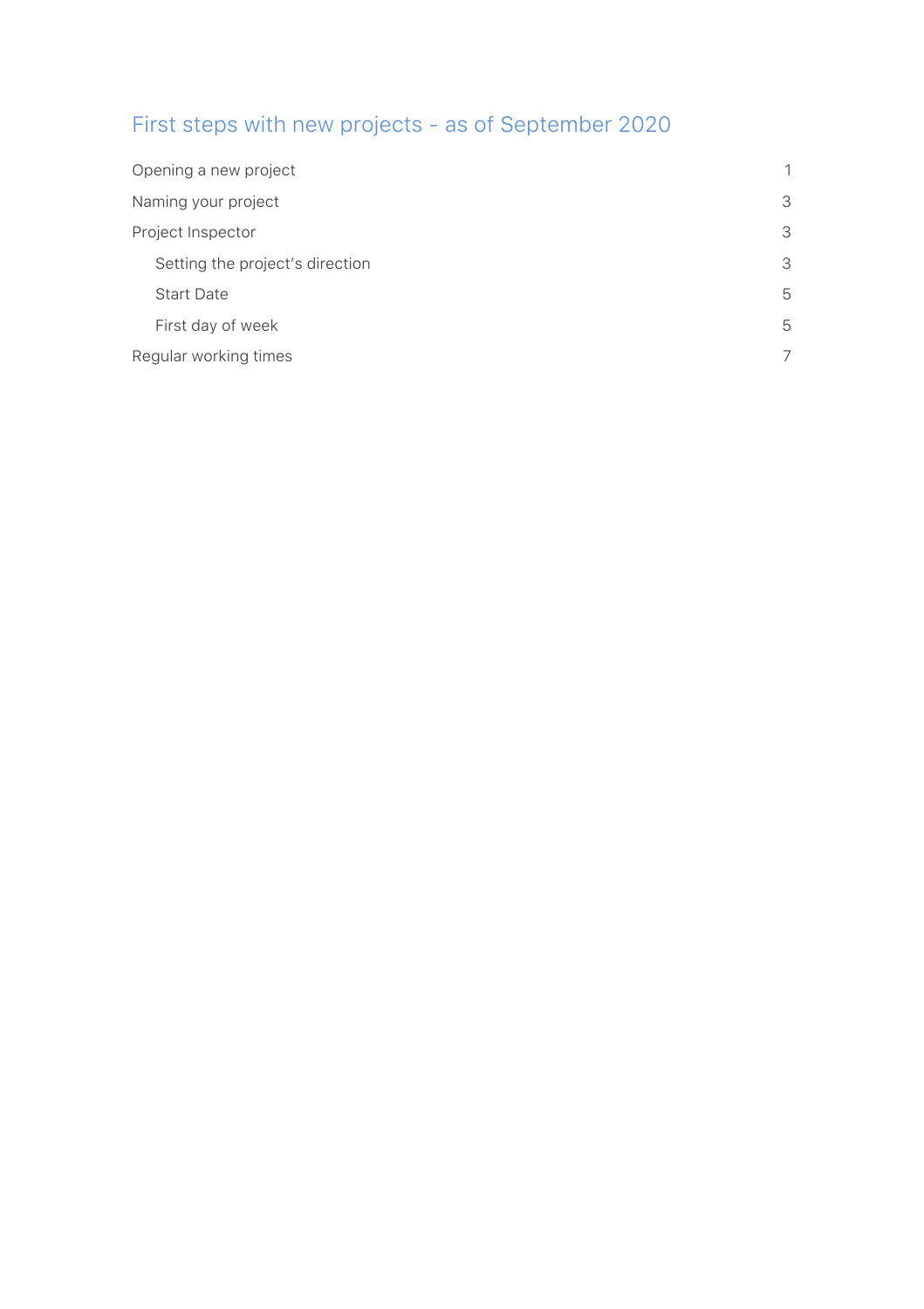# First steps with new projects - as of September 2020

| | |
|---|---|
| Opening a new project | 1 |
| Naming your project | 3 |
| Project Inspector | 3 |
| &nbsp;&nbsp;&nbsp;&nbsp;Setting the project's direction | 3 |
| &nbsp;&nbsp;&nbsp;&nbsp;Start Date | 5 |
| &nbsp;&nbsp;&nbsp;&nbsp;First day of week | 5 |
| Regular working times | 7 |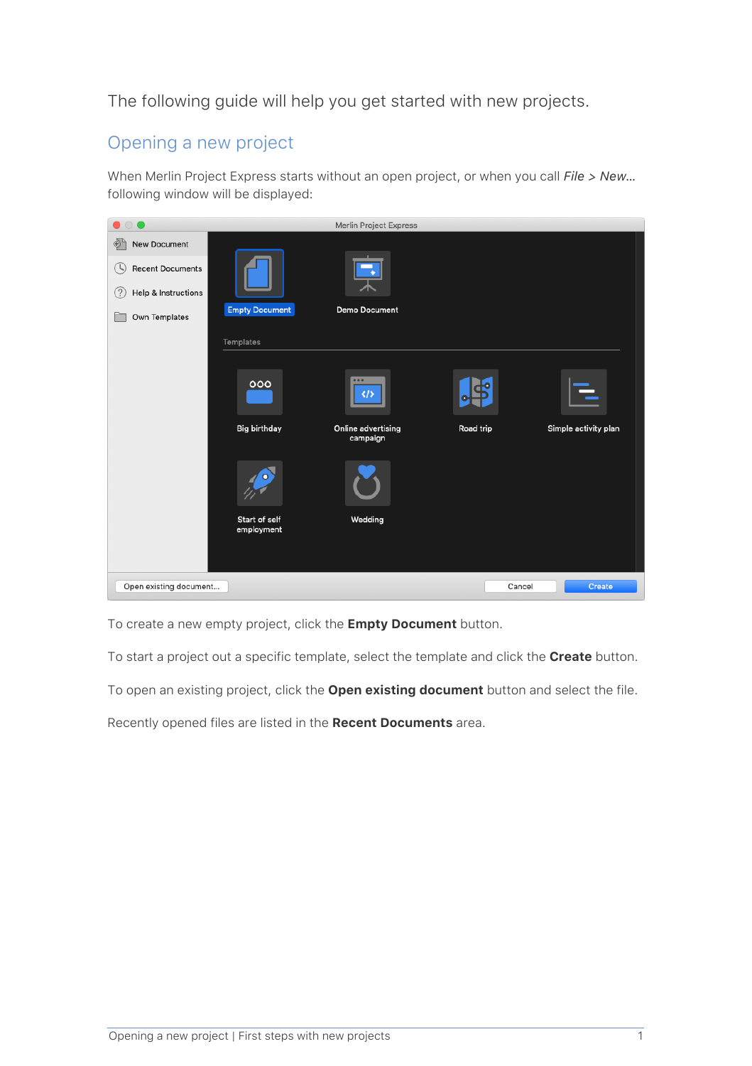The following guide will help you get started with new projects.

## Opening a new project

When Merlin Project Express starts without an open project, or when you call *File > New...* following window will be displayed:

To create a new empty project, click the **Empty Document** button.

To start a project out a specific template, select the template and click the **Create** button.

To open an existing project, click the **Open existing document** button and select the file.

Recently opened files are listed in the **Recent Documents** area.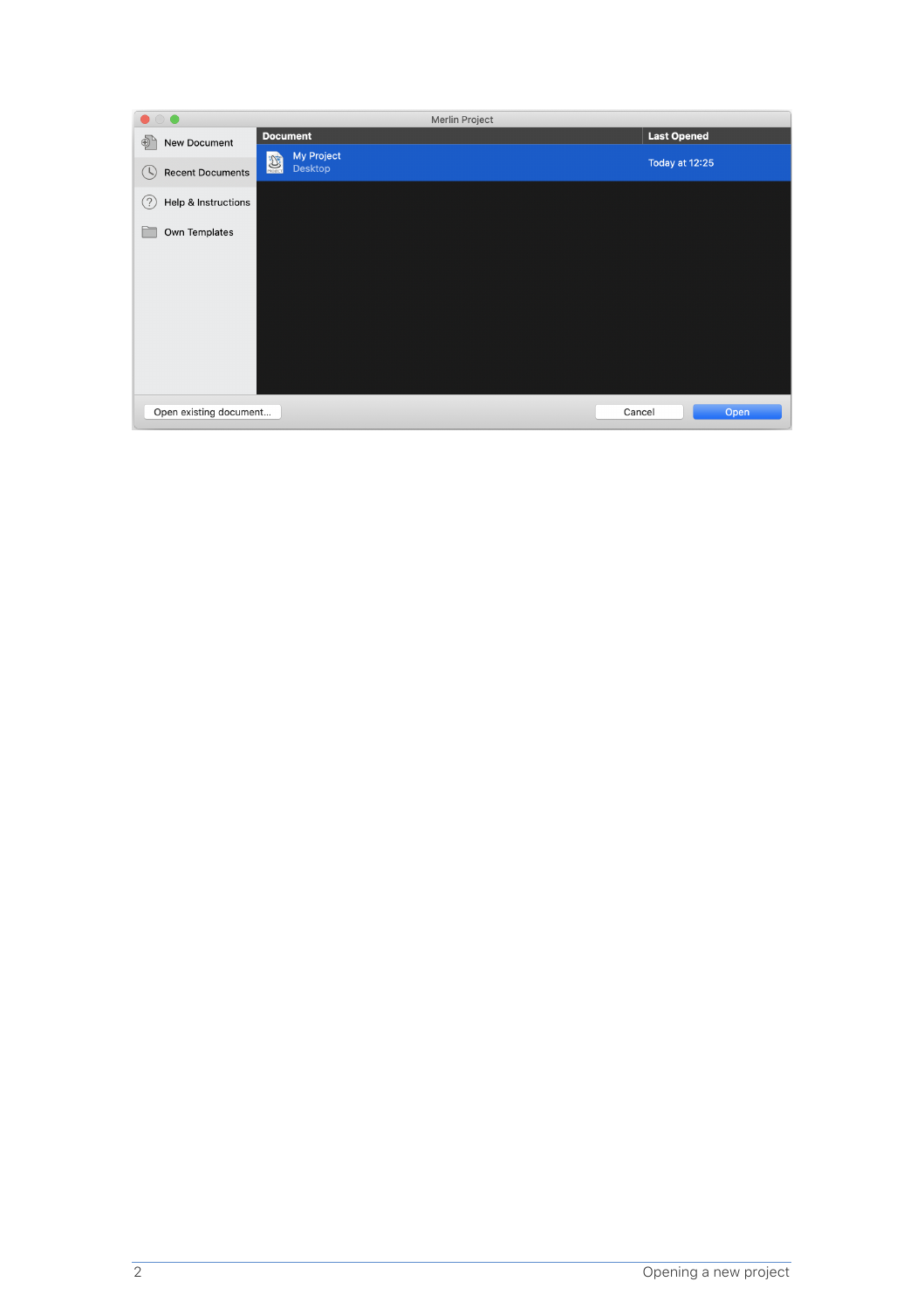Merlin Project

- New Document
- Recent Documents
- Help & Instructions
- Own Templates

| Document | Last Opened |
| --- | --- |
| My Project<br>Desktop | Today at 12:25 |

Open existing document... | Cancel | Open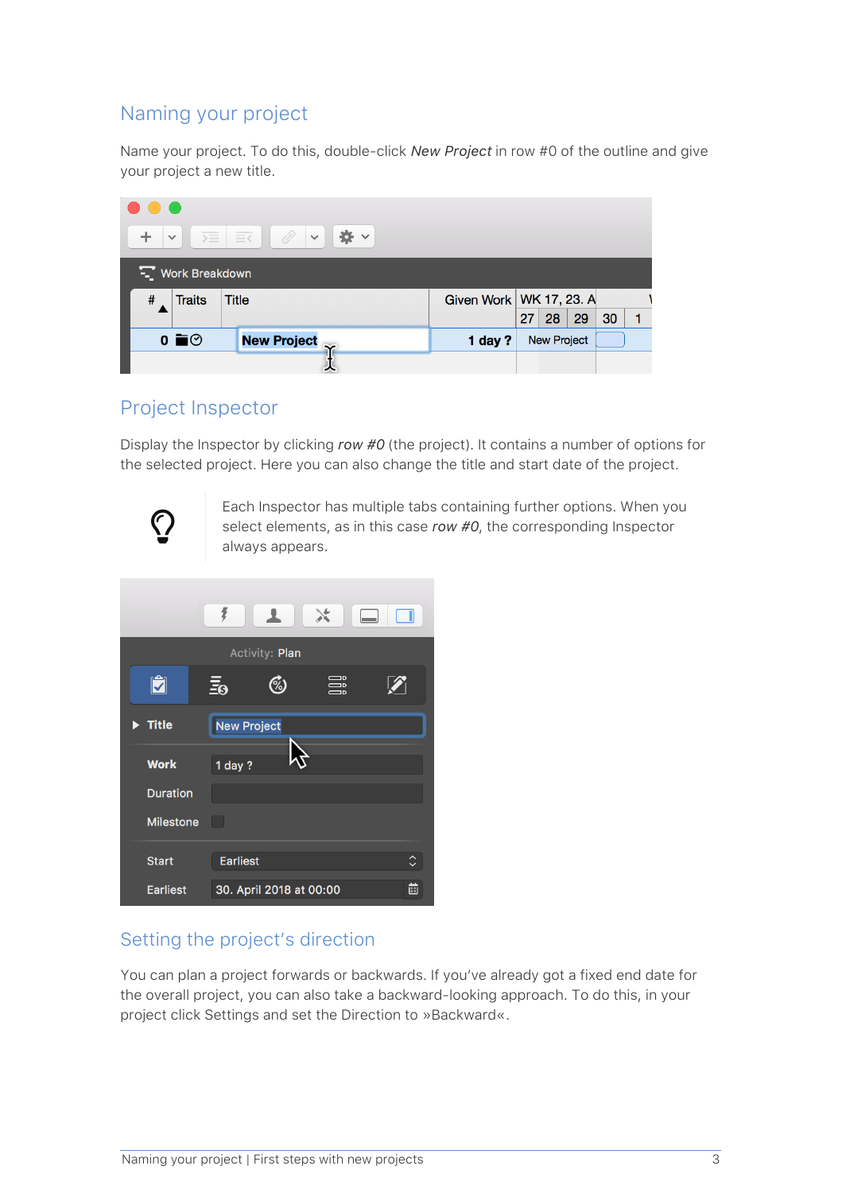## Naming your project

Name your project. To do this, double-click *New Project* in row #0 of the outline and give your project a new title.

## Project Inspector

Display the Inspector by clicking *row #0* (the project). It contains a number of options for the selected project. Here you can also change the title and start date of the project.

Each Inspector has multiple tabs containing further options. When you select elements, as in this case *row #0*, the corresponding Inspector always appears.

## Setting the project's direction

You can plan a project forwards or backwards. If you've already got a fixed end date for the overall project, you can also take a backward-looking approach. To do this, in your project click Settings and set the Direction to »Backward«.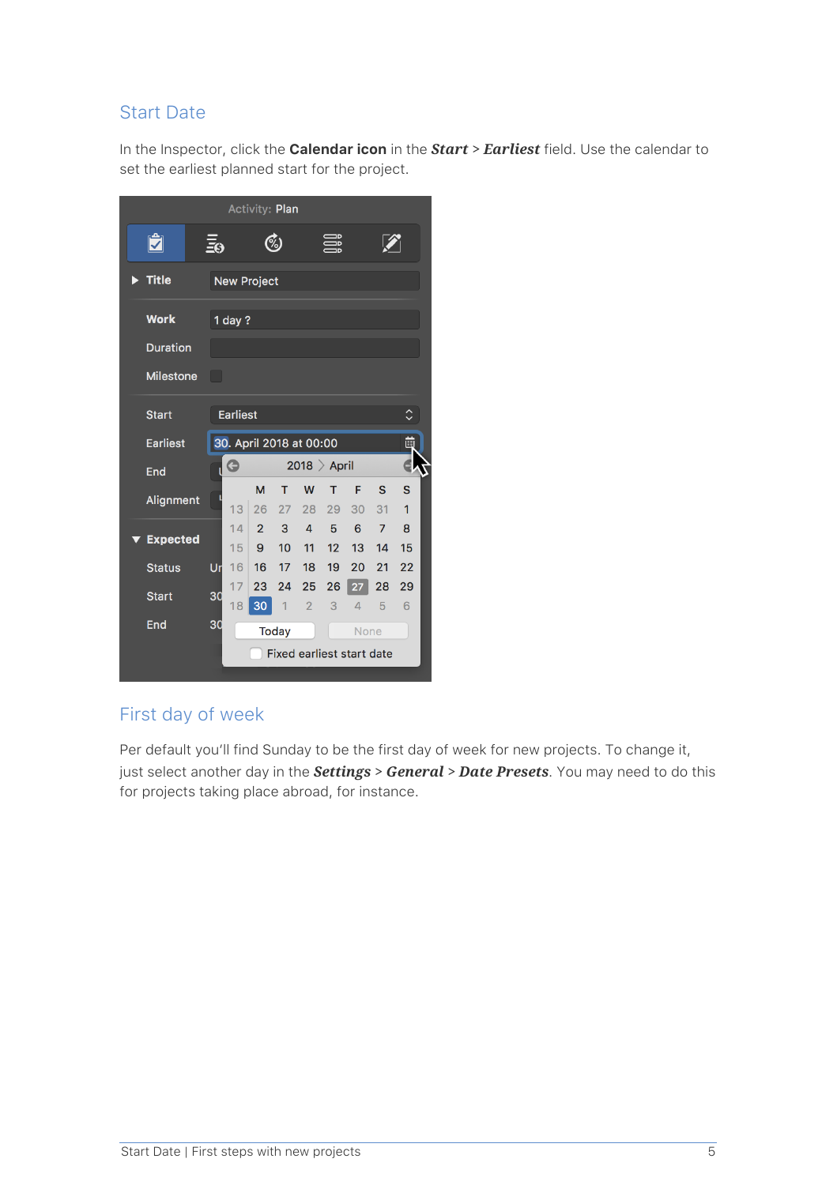## Start Date

In the Inspector, click the **Calendar icon** in the ***Start*** > ***Earliest*** field. Use the calendar to set the earliest planned start for the project.

## First day of week

Per default you'll find Sunday to be the first day of week for new projects. To change it, just select another day in the ***Settings*** > ***General*** > ***Date Presets***. You may need to do this for projects taking place abroad, for instance.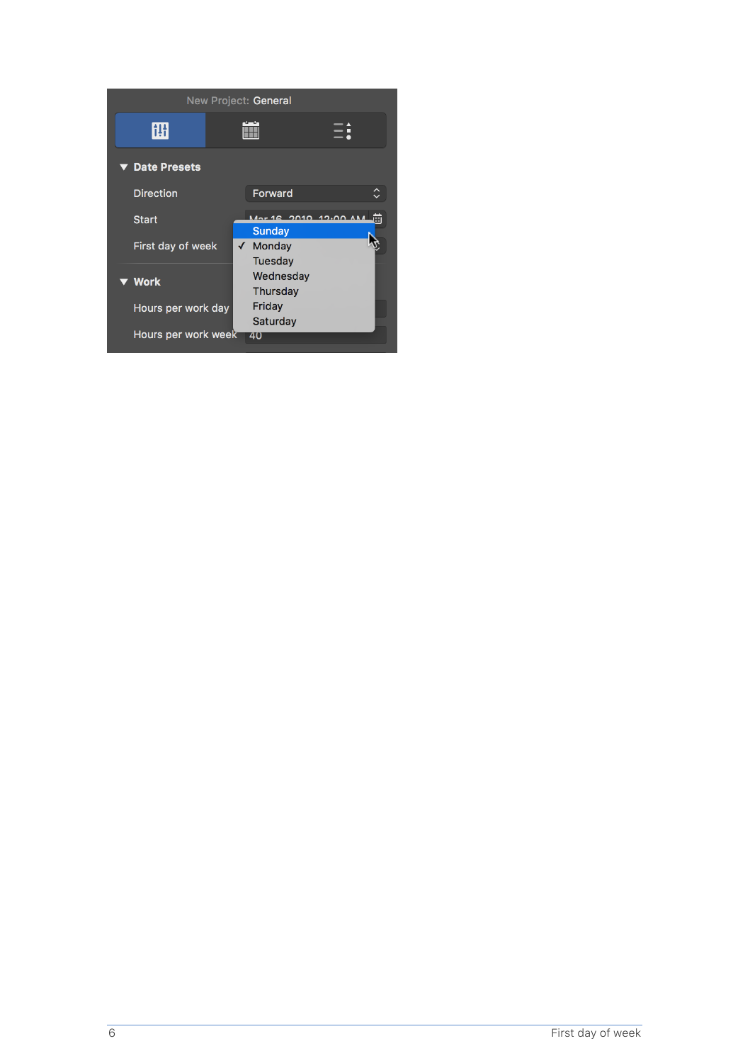New Project: General

**Date Presets**

Direction: Forward

Start: Mar 16, 2019, 12:00 AM

First day of week:

- Sunday
- ✓ Monday
- Tuesday
- Wednesday
- Thursday
- Friday
- Saturday

**Work**

Hours per work day

Hours per work week: 40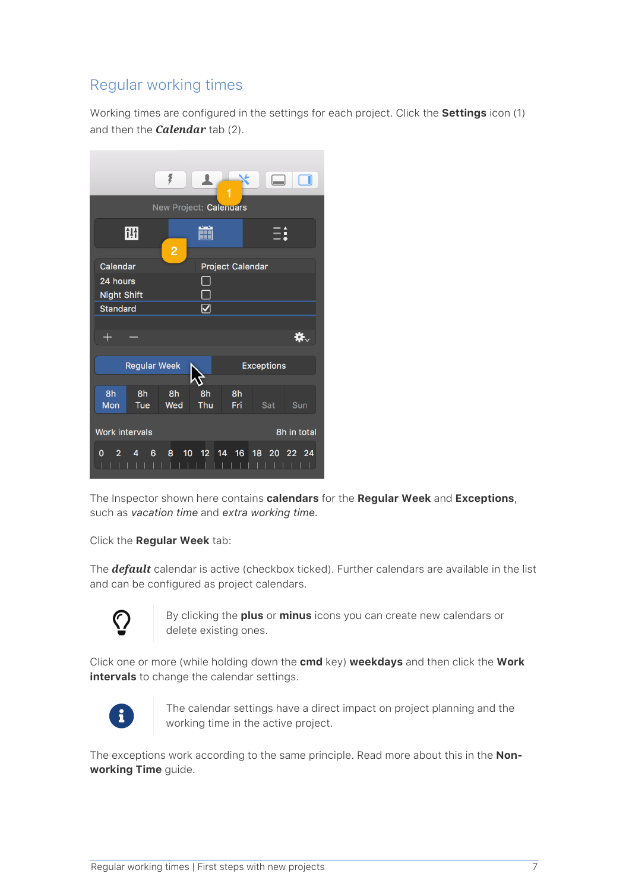## Regular working times

Working times are configured in the settings for each project. Click the **Settings** icon (1) and then the ***Calendar*** tab (2).

The Inspector shown here contains **calendars** for the **Regular Week** and **Exceptions**, such as *vacation time* and *extra working time*.

Click the **Regular Week** tab:

The ***default*** calendar is active (checkbox ticked). Further calendars are available in the list and can be configured as project calendars.

By clicking the **plus** or **minus** icons you can create new calendars or delete existing ones.

Click one or more (while holding down the **cmd** key) **weekdays** and then click the **Work intervals** to change the calendar settings.

The calendar settings have a direct impact on project planning and the working time in the active project.

The exceptions work according to the same principle. Read more about this in the **Non-working Time** guide.